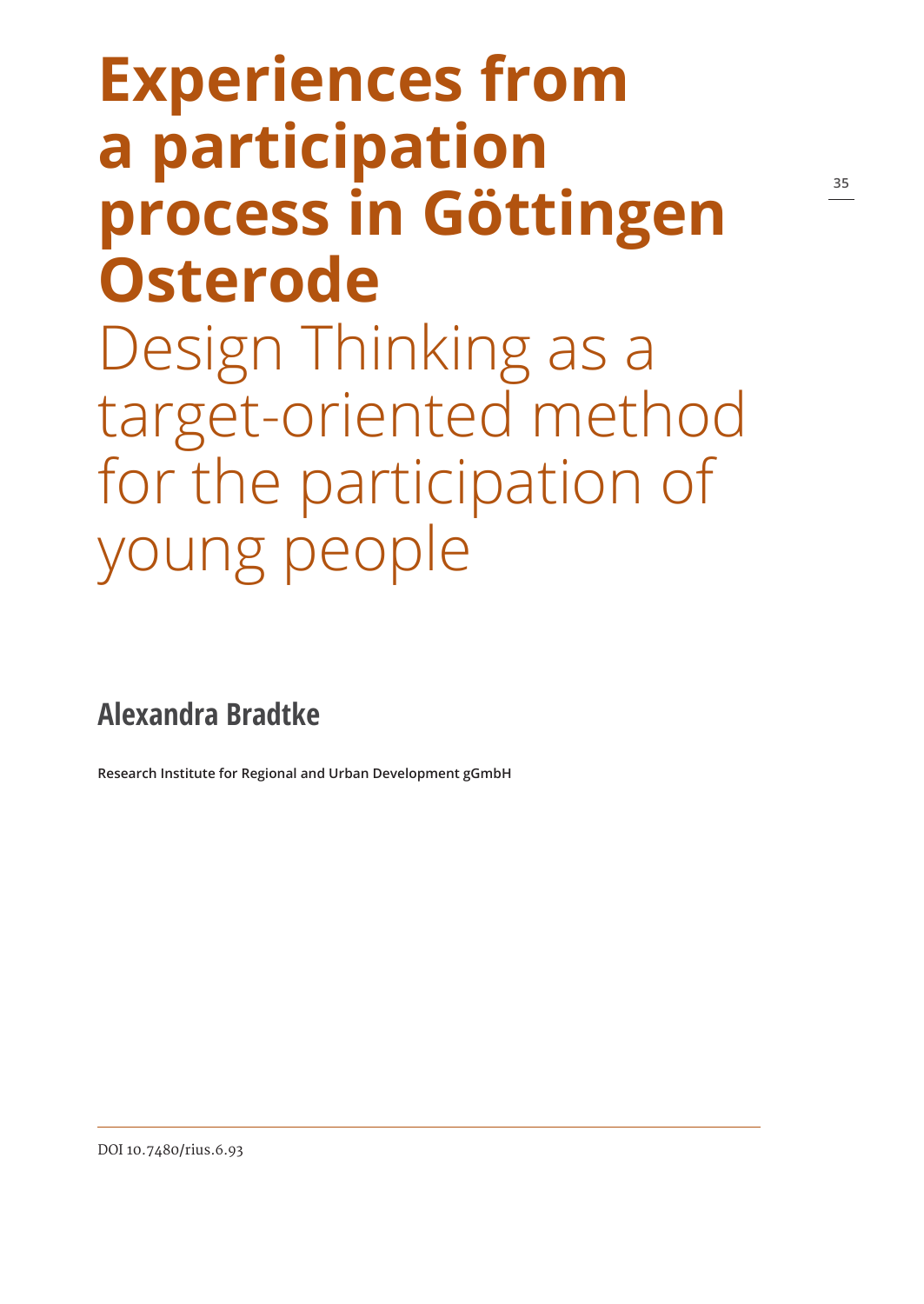# Experiences from a participation process in Göttingen Osterode

## Design Thinking as a target-oriented method for the participation of young people

**Alexandra Bradtke**

**Research Institute for Regional and Urban Development gGmbH**

DOI 10.7480/rius.6.93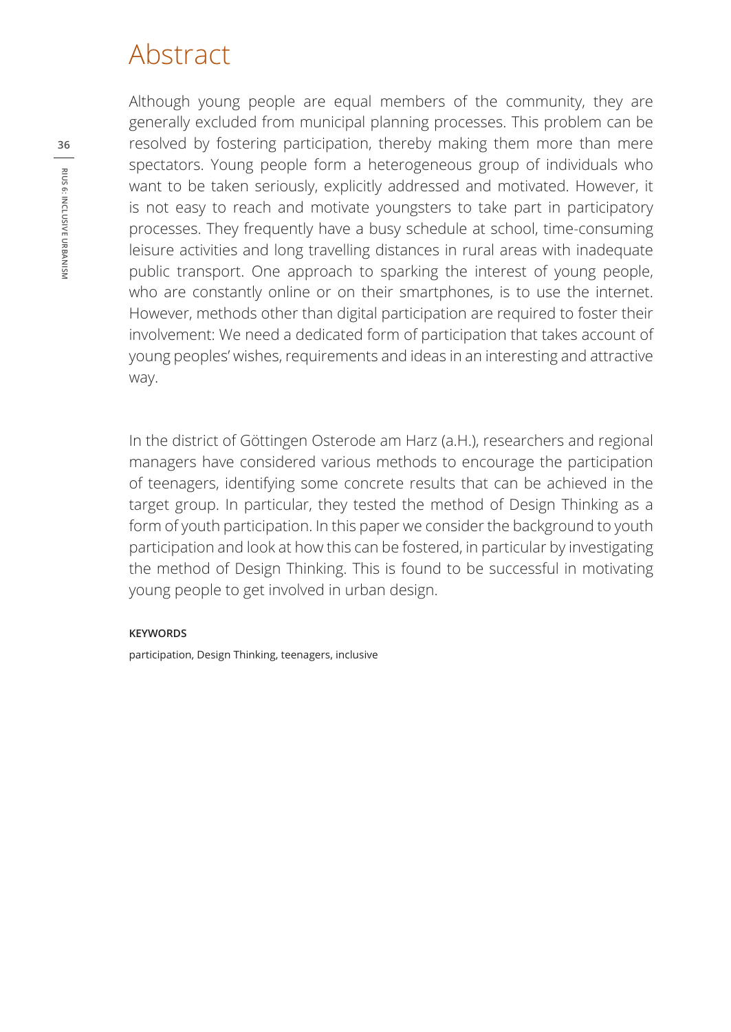# Abstract

Although young people are equal members of the community, they are generally excluded from municipal planning processes. This problem can be resolved by fostering participation, thereby making them more than mere spectators. Young people form a heterogeneous group of individuals who want to be taken seriously, explicitly addressed and motivated. However, it is not easy to reach and motivate youngsters to take part in participatory processes. They frequently have a busy schedule at school, time-consuming leisure activities and long travelling distances in rural areas with inadequate public transport. One approach to sparking the interest of young people, who are constantly online or on their smartphones, is to use the internet. However, methods other than digital participation are required to foster their involvement: We need a dedicated form of participation that takes account of young peoples' wishes, requirements and ideas in an interesting and attractive way.

In the district of Göttingen Osterode am Harz (a.H.), researchers and regional managers have considered various methods to encourage the participation of teenagers, identifying some concrete results that can be achieved in the target group. In particular, they tested the method of Design Thinking as a form of youth participation. In this paper we consider the background to youth participation and look at how this can be fostered, in particular by investigating the method of Design Thinking. This is found to be successful in motivating young people to get involved in urban design.

**KEYWORDS**

participation, Design Thinking, teenagers, inclusive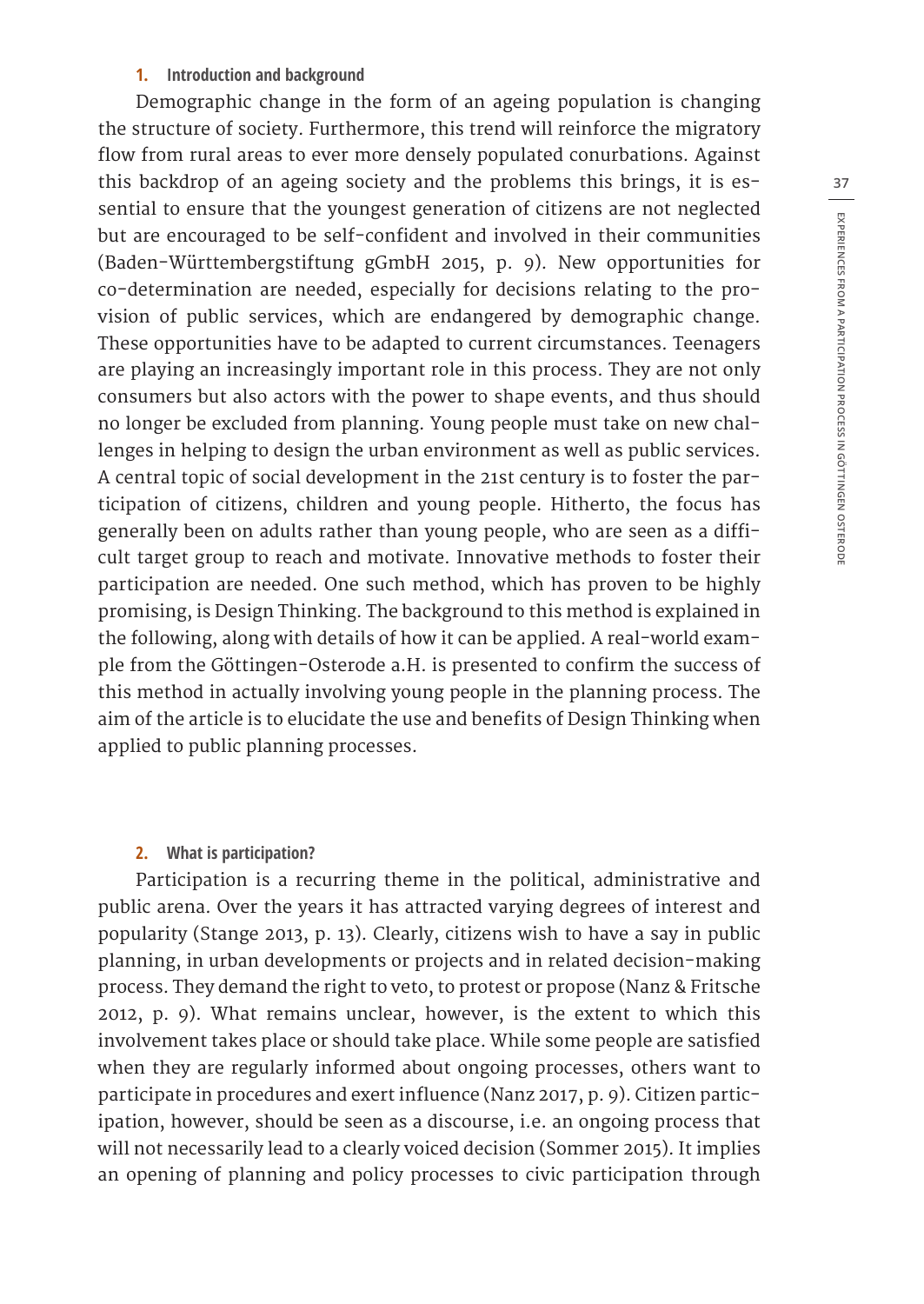## 1. Introduction and background

Demographic change in the form of an ageing population is changing the structure of society. Furthermore, this trend will reinforce the migratory flow from rural areas to ever more densely populated conurbations. Against this backdrop of an ageing society and the problems this brings, it is essential to ensure that the youngest generation of citizens are not neglected but are encouraged to be self-confident and involved in their communities (Baden-Württembergstiftung gGmbH 2015, p. 9). New opportunities for co-determination are needed, especially for decisions relating to the provision of public services, which are endangered by demographic change. These opportunities have to be adapted to current circumstances. Teenagers are playing an increasingly important role in this process. They are not only consumers but also actors with the power to shape events, and thus should no longer be excluded from planning. Young people must take on new challenges in helping to design the urban environment as well as public services. A central topic of social development in the 21st century is to foster the participation of citizens, children and young people. Hitherto, the focus has generally been on adults rather than young people, who are seen as a difficult target group to reach and motivate. Innovative methods to foster their participation are needed. One such method, which has proven to be highly promising, is Design Thinking. The background to this method is explained in the following, along with details of how it can be applied. A real-world example from the Göttingen-Osterode a.H. is presented to confirm the success of this method in actually involving young people in the planning process. The aim of the article is to elucidate the use and benefits of Design Thinking when applied to public planning processes.

## 2. What is participation?

Participation is a recurring theme in the political, administrative and public arena. Over the years it has attracted varying degrees of interest and popularity (Stange 2013, p. 13). Clearly, citizens wish to have a say in public planning, in urban developments or projects and in related decision-making process. They demand the right to veto, to protest or propose (Nanz & Fritsche 2012, p. 9). What remains unclear, however, is the extent to which this involvement takes place or should take place. While some people are satisfied when they are regularly informed about ongoing processes, others want to participate in procedures and exert influence (Nanz 2017, p. 9). Citizen participation, however, should be seen as a discourse, i.e. an ongoing process that will not necessarily lead to a clearly voiced decision (Sommer 2015). It implies an opening of planning and policy processes to civic participation through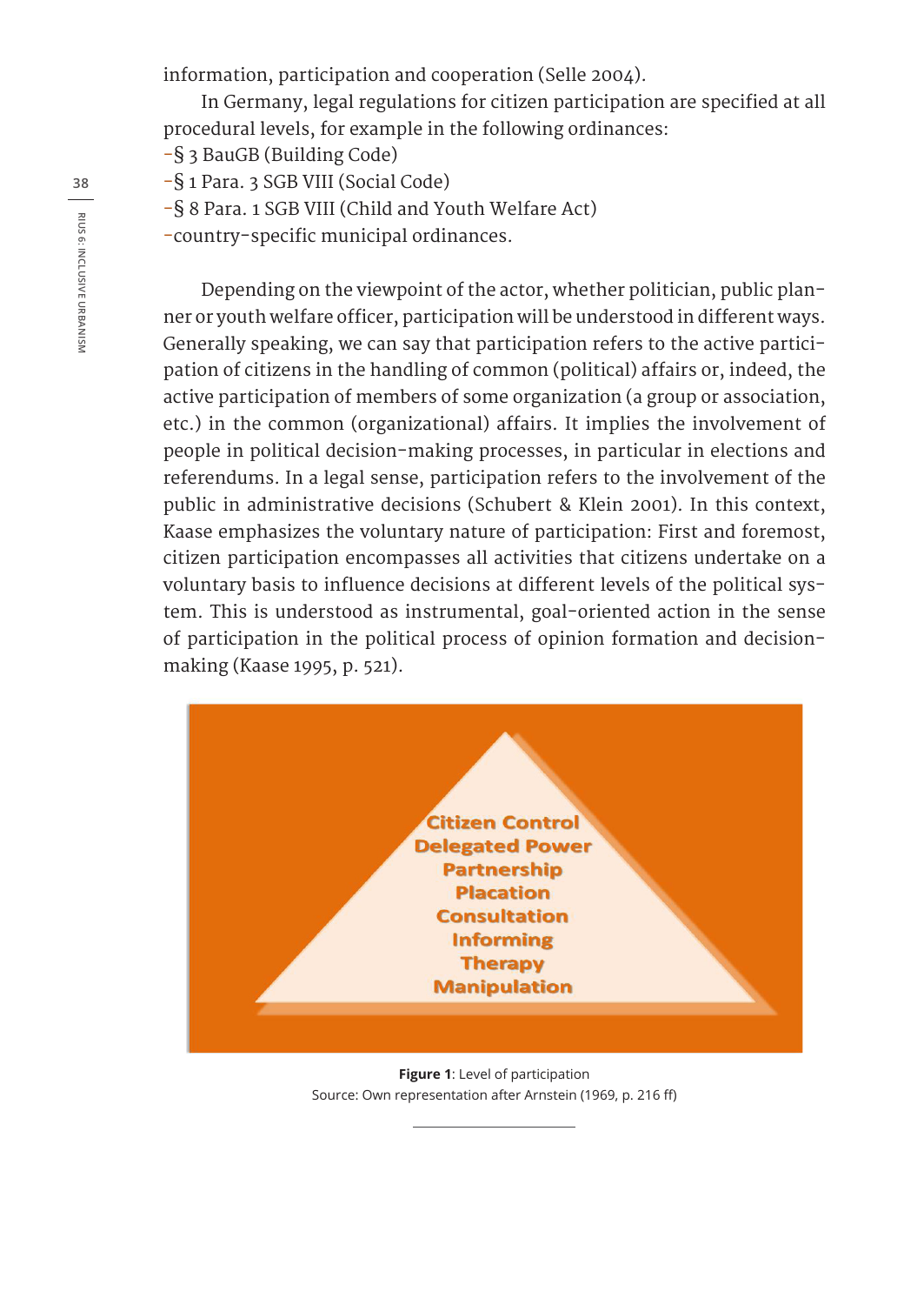information, participation and cooperation (Selle 2004).

In Germany, legal regulations for citizen participation are specified at all procedural levels, for example in the following ordinances:

- § 3 BauGB (Building Code)
- § 1 Para. 3 SGB VIII (Social Code)
- § 8 Para. 1 SGB VIII (Child and Youth Welfare Act)
- country-specific municipal ordinances.

Depending on the viewpoint of the actor, whether politician, public planner or youth welfare officer, participation will be understood in different ways. Generally speaking, we can say that participation refers to the active participation of citizens in the handling of common (political) affairs or, indeed, the active participation of members of some organization (a group or association, etc.) in the common (organizational) affairs. It implies the involvement of people in political decision-making processes, in particular in elections and referendums. In a legal sense, participation refers to the involvement of the public in administrative decisions (Schubert & Klein 2001). In this context, Kaase emphasizes the voluntary nature of participation: First and foremost, citizen participation encompasses all activities that citizens undertake on a voluntary basis to influence decisions at different levels of the political system. This is understood as instrumental, goal-oriented action in the sense of participation in the political process of opinion formation and decision-making (Kaase 1995, p. 521).

Citizen Control
Delegated Power
Partnership
Placation
Consultation
Informing
Therapy
Manipulation

**Figure 1**: Level of participation
Source: Own representation after Arnstein (1969, p. 216 ff)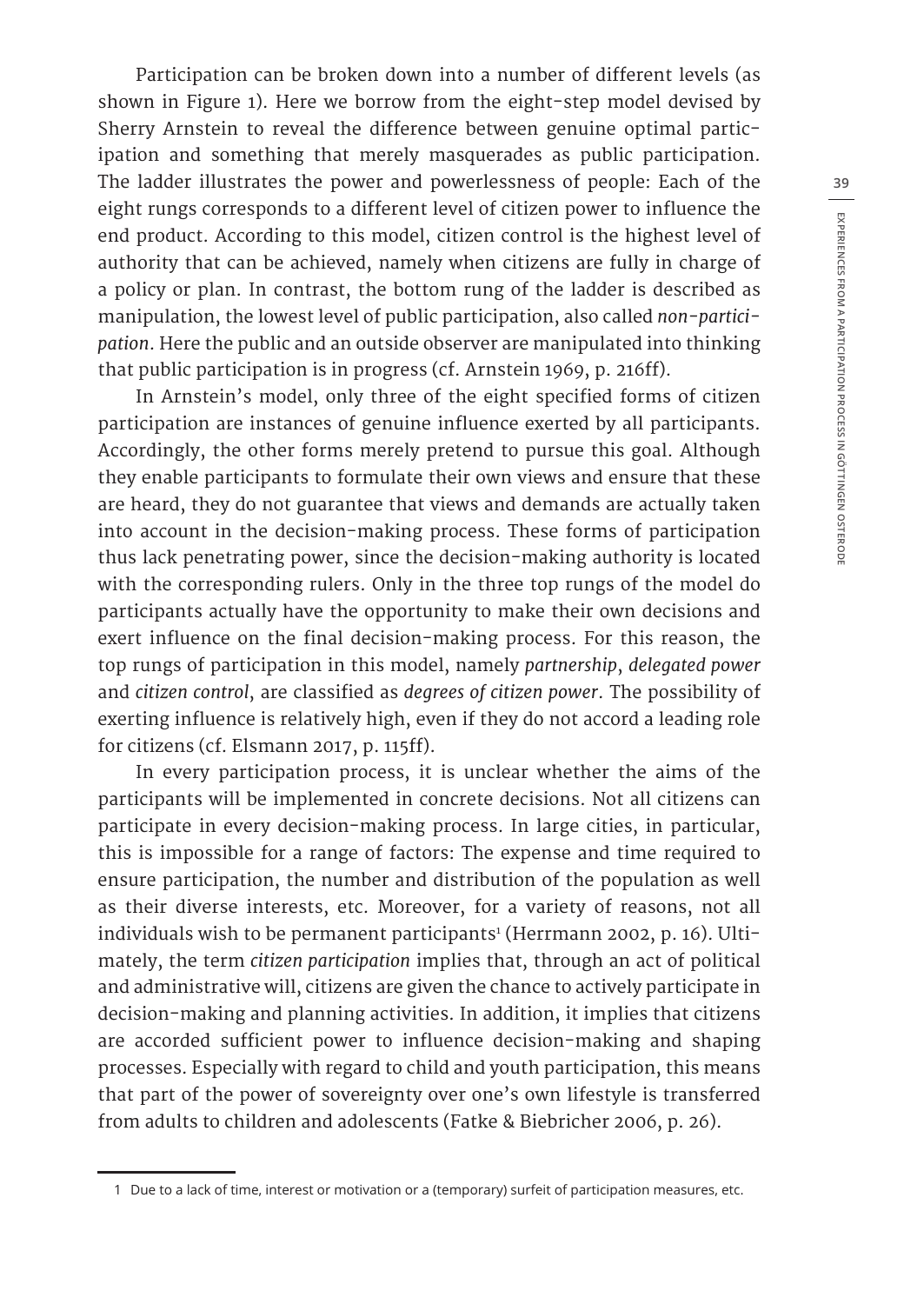Participation can be broken down into a number of different levels (as shown in Figure 1). Here we borrow from the eight-step model devised by Sherry Arnstein to reveal the difference between genuine optimal participation and something that merely masquerades as public participation. The ladder illustrates the power and powerlessness of people: Each of the eight rungs corresponds to a different level of citizen power to influence the end product. According to this model, citizen control is the highest level of authority that can be achieved, namely when citizens are fully in charge of a policy or plan. In contrast, the bottom rung of the ladder is described as manipulation, the lowest level of public participation, also called *non-participation*. Here the public and an outside observer are manipulated into thinking that public participation is in progress (cf. Arnstein 1969, p. 216ff).

In Arnstein's model, only three of the eight specified forms of citizen participation are instances of genuine influence exerted by all participants. Accordingly, the other forms merely pretend to pursue this goal. Although they enable participants to formulate their own views and ensure that these are heard, they do not guarantee that views and demands are actually taken into account in the decision-making process. These forms of participation thus lack penetrating power, since the decision-making authority is located with the corresponding rulers. Only in the three top rungs of the model do participants actually have the opportunity to make their own decisions and exert influence on the final decision-making process. For this reason, the top rungs of participation in this model, namely *partnership*, *delegated power* and *citizen control*, are classified as *degrees of citizen power*. The possibility of exerting influence is relatively high, even if they do not accord a leading role for citizens (cf. Elsmann 2017, p. 115ff).

In every participation process, it is unclear whether the aims of the participants will be implemented in concrete decisions. Not all citizens can participate in every decision-making process. In large cities, in particular, this is impossible for a range of factors: The expense and time required to ensure participation, the number and distribution of the population as well as their diverse interests, etc. Moreover, for a variety of reasons, not all individuals wish to be permanent participants[1] (Herrmann 2002, p. 16). Ultimately, the term *citizen participation* implies that, through an act of political and administrative will, citizens are given the chance to actively participate in decision-making and planning activities. In addition, it implies that citizens are accorded sufficient power to influence decision-making and shaping processes. Especially with regard to child and youth participation, this means that part of the power of sovereignty over one's own lifestyle is transferred from adults to children and adolescents (Fatke & Biebricher 2006, p. 26).

1 Due to a lack of time, interest or motivation or a (temporary) surfeit of participation measures, etc.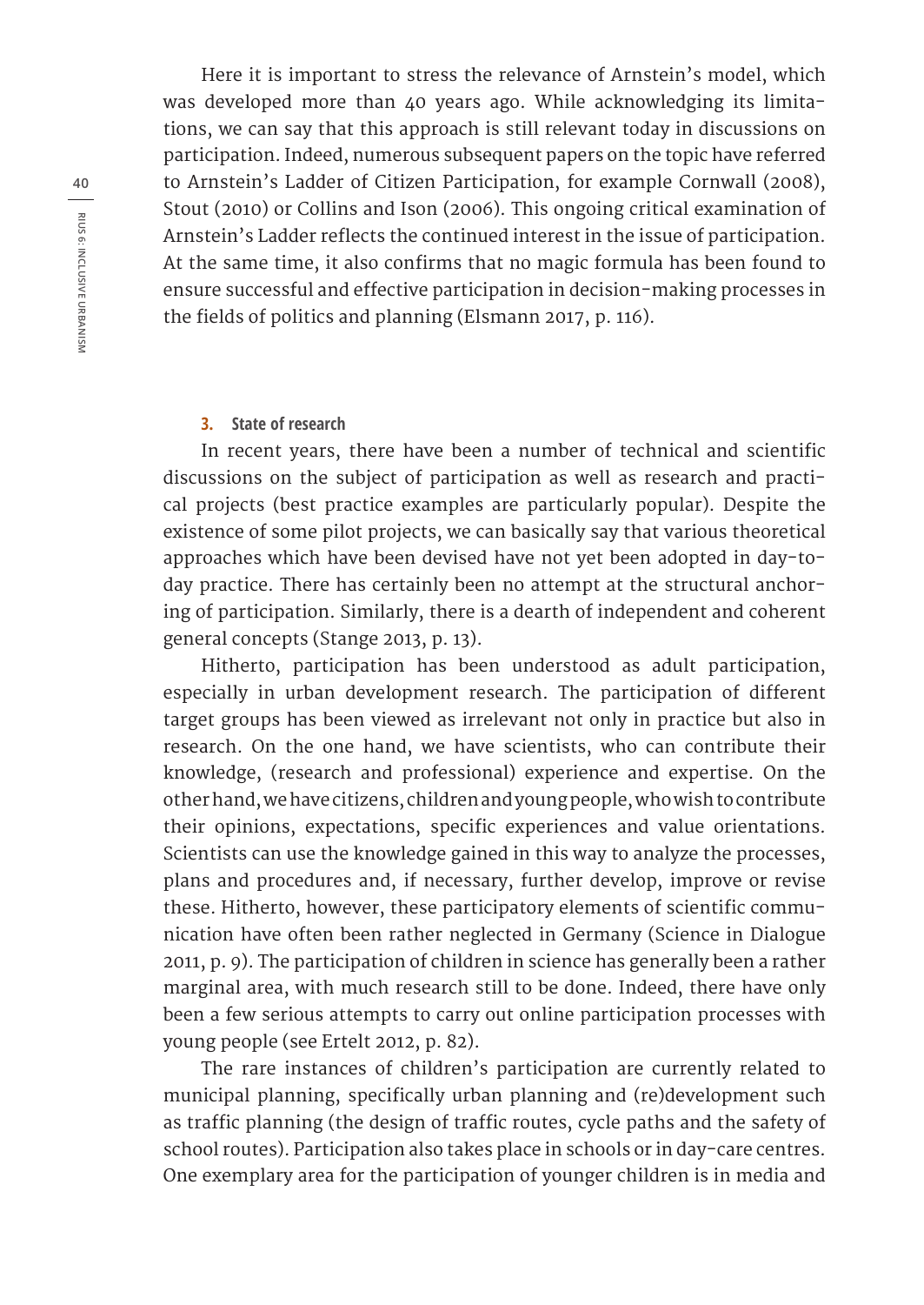Here it is important to stress the relevance of Arnstein's model, which was developed more than 40 years ago. While acknowledging its limitations, we can say that this approach is still relevant today in discussions on participation. Indeed, numerous subsequent papers on the topic have referred to Arnstein's Ladder of Citizen Participation, for example Cornwall (2008), Stout (2010) or Collins and Ison (2006). This ongoing critical examination of Arnstein's Ladder reflects the continued interest in the issue of participation. At the same time, it also confirms that no magic formula has been found to ensure successful and effective participation in decision-making processes in the fields of politics and planning (Elsmann 2017, p. 116).

### 3. State of research

In recent years, there have been a number of technical and scientific discussions on the subject of participation as well as research and practical projects (best practice examples are particularly popular). Despite the existence of some pilot projects, we can basically say that various theoretical approaches which have been devised have not yet been adopted in day-to-day practice. There has certainly been no attempt at the structural anchoring of participation. Similarly, there is a dearth of independent and coherent general concepts (Stange 2013, p. 13).

Hitherto, participation has been understood as adult participation, especially in urban development research. The participation of different target groups has been viewed as irrelevant not only in practice but also in research. On the one hand, we have scientists, who can contribute their knowledge, (research and professional) experience and expertise. On the other hand, we have citizens, children and young people, who wish to contribute their opinions, expectations, specific experiences and value orientations. Scientists can use the knowledge gained in this way to analyze the processes, plans and procedures and, if necessary, further develop, improve or revise these. Hitherto, however, these participatory elements of scientific communication have often been rather neglected in Germany (Science in Dialogue 2011, p. 9). The participation of children in science has generally been a rather marginal area, with much research still to be done. Indeed, there have only been a few serious attempts to carry out online participation processes with young people (see Ertelt 2012, p. 82).

The rare instances of children's participation are currently related to municipal planning, specifically urban planning and (re)development such as traffic planning (the design of traffic routes, cycle paths and the safety of school routes). Participation also takes place in schools or in day-care centres. One exemplary area for the participation of younger children is in media and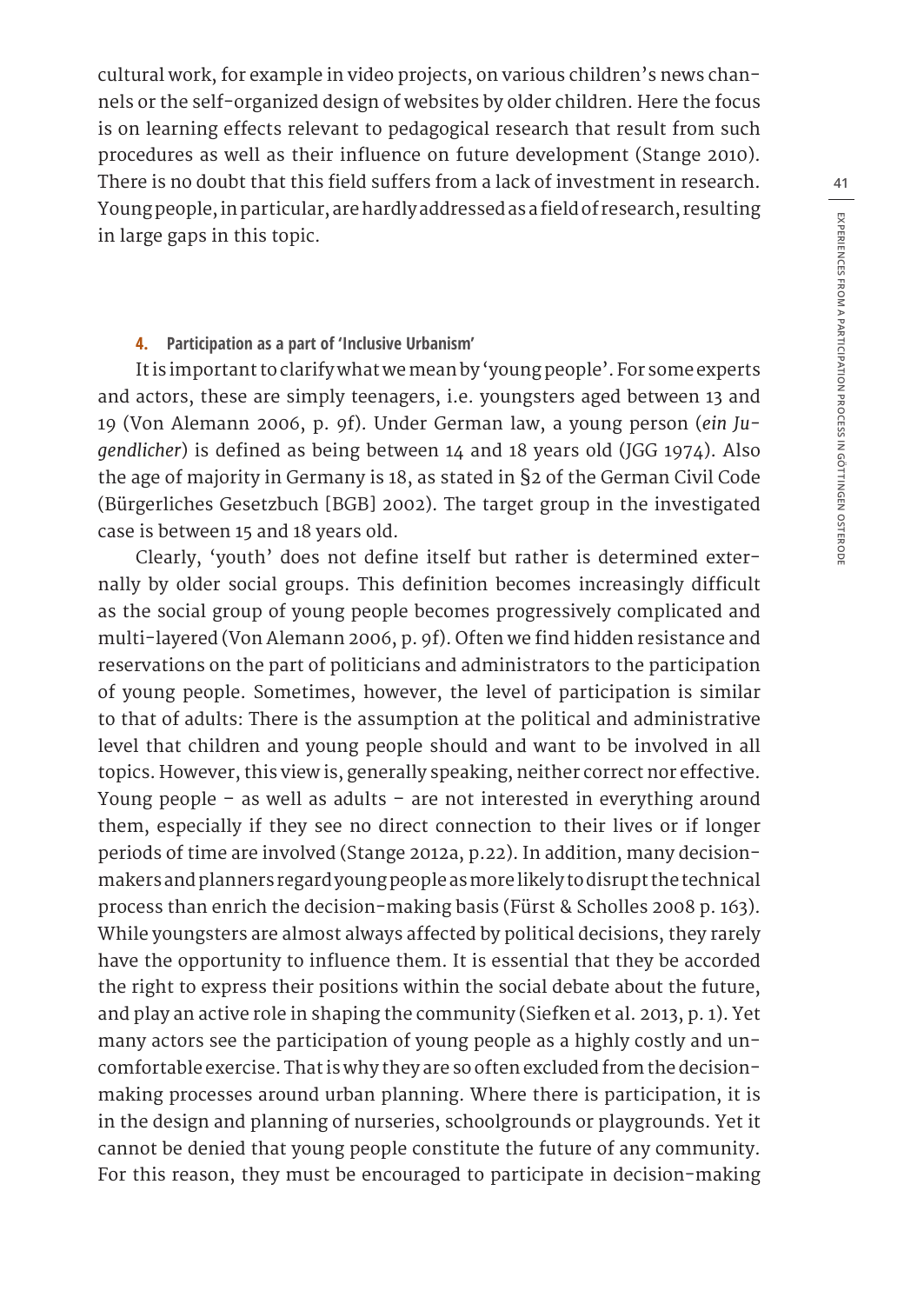cultural work, for example in video projects, on various children's news channels or the self-organized design of websites by older children. Here the focus is on learning effects relevant to pedagogical research that result from such procedures as well as their influence on future development (Stange 2010). There is no doubt that this field suffers from a lack of investment in research. Young people, in particular, are hardly addressed as a field of research, resulting in large gaps in this topic.

#### 4. Participation as a part of 'Inclusive Urbanism'

It is important to clarify what we mean by 'young people'. For some experts and actors, these are simply teenagers, i.e. youngsters aged between 13 and 19 (Von Alemann 2006, p. 9f). Under German law, a young person (*ein Jugendlicher*) is defined as being between 14 and 18 years old (JGG 1974). Also the age of majority in Germany is 18, as stated in §2 of the German Civil Code (Bürgerliches Gesetzbuch [BGB] 2002). The target group in the investigated case is between 15 and 18 years old.

Clearly, 'youth' does not define itself but rather is determined externally by older social groups. This definition becomes increasingly difficult as the social group of young people becomes progressively complicated and multi-layered (Von Alemann 2006, p. 9f). Often we find hidden resistance and reservations on the part of politicians and administrators to the participation of young people. Sometimes, however, the level of participation is similar to that of adults: There is the assumption at the political and administrative level that children and young people should and want to be involved in all topics. However, this view is, generally speaking, neither correct nor effective. Young people – as well as adults – are not interested in everything around them, especially if they see no direct connection to their lives or if longer periods of time are involved (Stange 2012a, p.22). In addition, many decision-makers and planners regard young people as more likely to disrupt the technical process than enrich the decision-making basis (Fürst & Scholles 2008 p. 163). While youngsters are almost always affected by political decisions, they rarely have the opportunity to influence them. It is essential that they be accorded the right to express their positions within the social debate about the future, and play an active role in shaping the community (Siefken et al. 2013, p. 1). Yet many actors see the participation of young people as a highly costly and uncomfortable exercise. That is why they are so often excluded from the decision-making processes around urban planning. Where there is participation, it is in the design and planning of nurseries, schoolgrounds or playgrounds. Yet it cannot be denied that young people constitute the future of any community. For this reason, they must be encouraged to participate in decision-making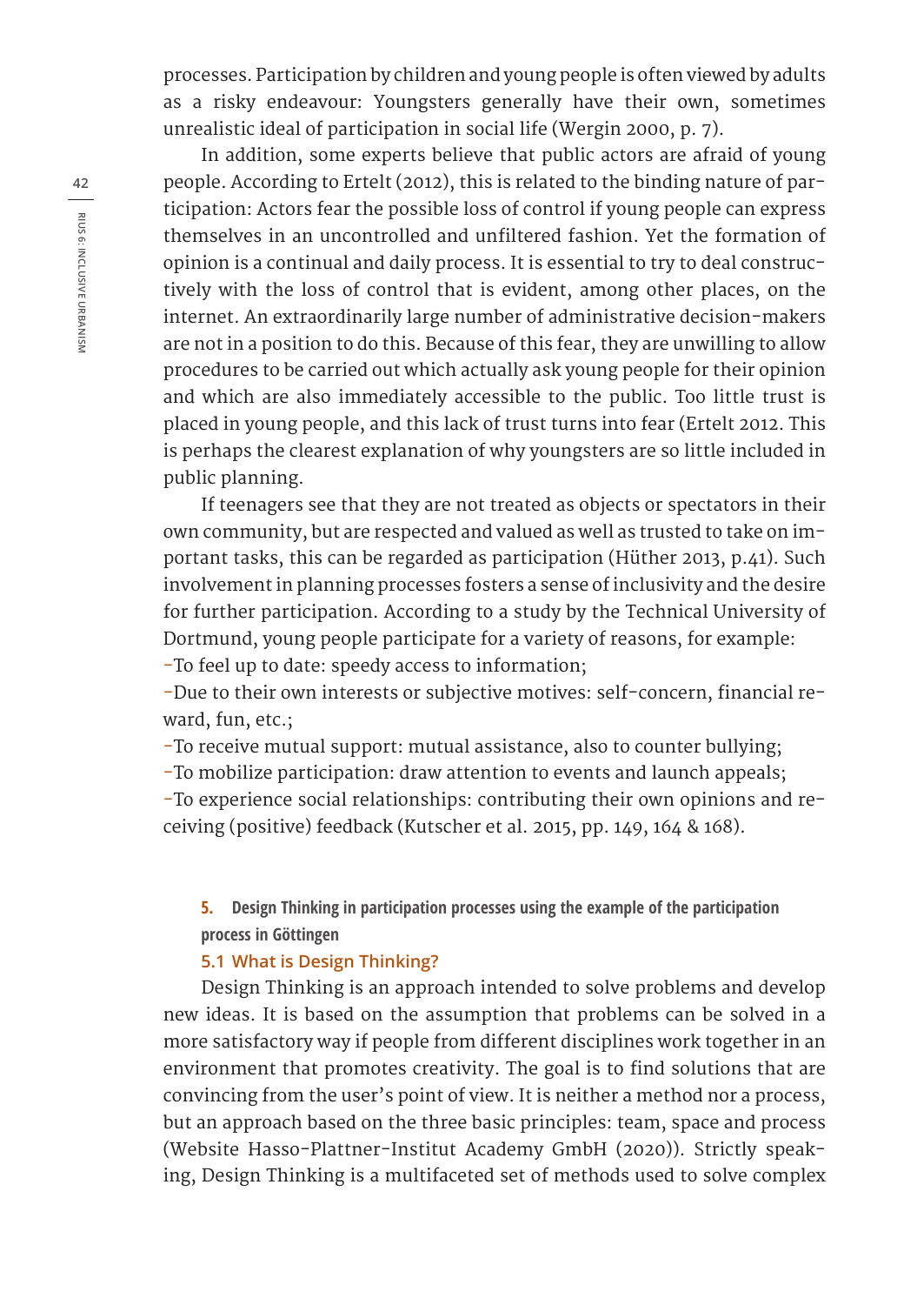processes. Participation by children and young people is often viewed by adults as a risky endeavour: Youngsters generally have their own, sometimes unrealistic ideal of participation in social life (Wergin 2000, p. 7).

In addition, some experts believe that public actors are afraid of young people. According to Ertelt (2012), this is related to the binding nature of participation: Actors fear the possible loss of control if young people can express themselves in an uncontrolled and unfiltered fashion. Yet the formation of opinion is a continual and daily process. It is essential to try to deal constructively with the loss of control that is evident, among other places, on the internet. An extraordinarily large number of administrative decision-makers are not in a position to do this. Because of this fear, they are unwilling to allow procedures to be carried out which actually ask young people for their opinion and which are also immediately accessible to the public. Too little trust is placed in young people, and this lack of trust turns into fear (Ertelt 2012. This is perhaps the clearest explanation of why youngsters are so little included in public planning.

If teenagers see that they are not treated as objects or spectators in their own community, but are respected and valued as well as trusted to take on important tasks, this can be regarded as participation (Hüther 2013, p.41). Such involvement in planning processes fosters a sense of inclusivity and the desire for further participation. According to a study by the Technical University of Dortmund, young people participate for a variety of reasons, for example:

- To feel up to date: speedy access to information;
- Due to their own interests or subjective motives: self-concern, financial reward, fun, etc.;
- To receive mutual support: mutual assistance, also to counter bullying;
- To mobilize participation: draw attention to events and launch appeals;
- To experience social relationships: contributing their own opinions and receiving (positive) feedback (Kutscher et al. 2015, pp. 149, 164 & 168).

## 5. Design Thinking in participation processes using the example of the participation process in Göttingen

### 5.1 What is Design Thinking?

Design Thinking is an approach intended to solve problems and develop new ideas. It is based on the assumption that problems can be solved in a more satisfactory way if people from different disciplines work together in an environment that promotes creativity. The goal is to find solutions that are convincing from the user's point of view. It is neither a method nor a process, but an approach based on the three basic principles: team, space and process (Website Hasso-Plattner-Institut Academy GmbH (2020)). Strictly speaking, Design Thinking is a multifaceted set of methods used to solve complex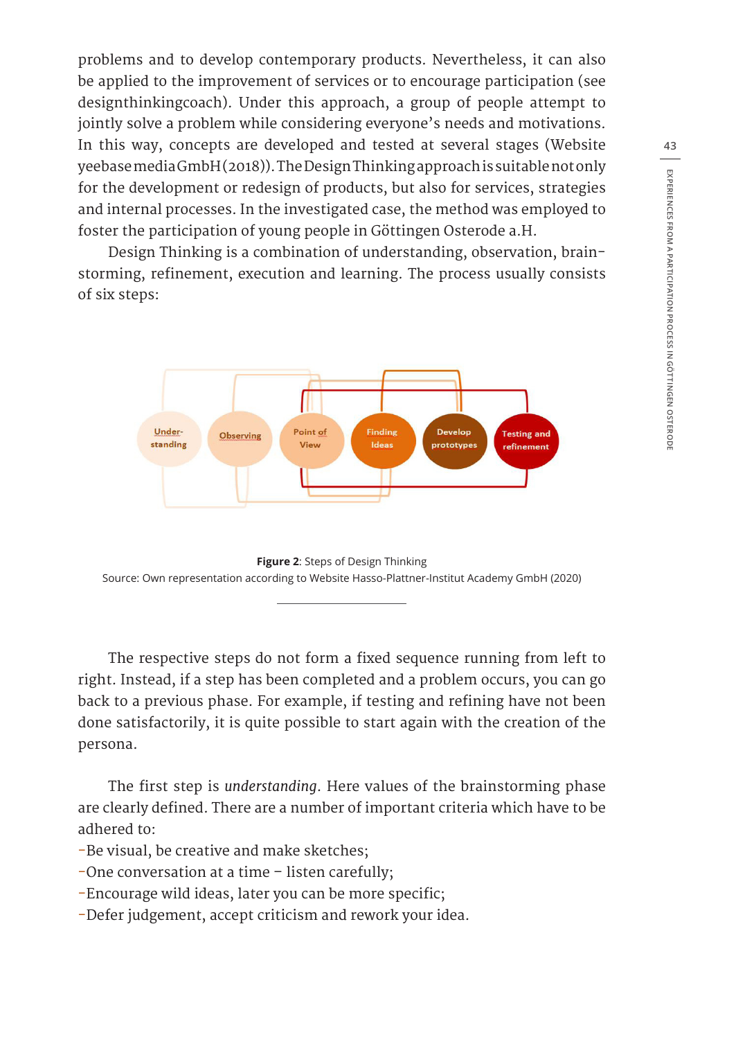problems and to develop contemporary products. Nevertheless, it can also be applied to the improvement of services or to encourage participation (see designthinkingcoach). Under this approach, a group of people attempt to jointly solve a problem while considering everyone's needs and motivations. In this way, concepts are developed and tested at several stages (Website yeebase media GmbH (2018)). The Design Thinking approach is suitable not only for the development or redesign of products, but also for services, strategies and internal processes. In the investigated case, the method was employed to foster the participation of young people in Göttingen Osterode a.H.

Design Thinking is a combination of understanding, observation, brainstorming, refinement, execution and learning. The process usually consists of six steps:

Understanding → Observing → Point of View → Finding Ideas → Develop prototypes → Testing and refinement

**Figure 2**: Steps of Design Thinking
Source: Own representation according to Website Hasso-Plattner-Institut Academy GmbH (2020)

The respective steps do not form a fixed sequence running from left to right. Instead, if a step has been completed and a problem occurs, you can go back to a previous phase. For example, if testing and refining have not been done satisfactorily, it is quite possible to start again with the creation of the persona.

The first step is *understanding*. Here values of the brainstorming phase are clearly defined. There are a number of important criteria which have to be adhered to:

- Be visual, be creative and make sketches;
- One conversation at a time – listen carefully;
- Encourage wild ideas, later you can be more specific;
- Defer judgement, accept criticism and rework your idea.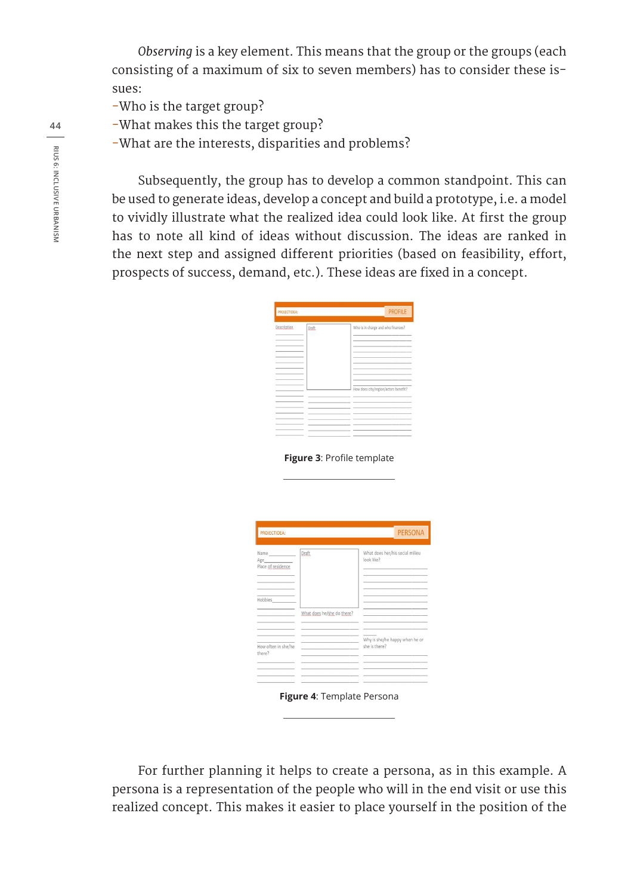*Observing* is a key element. This means that the group or the groups (each consisting of a maximum of six to seven members) has to consider these issues:

-Who is the target group?
-What makes this the target group?
-What are the interests, disparities and problems?

Subsequently, the group has to develop a common standpoint. This can be used to generate ideas, develop a concept and build a prototype, i.e. a model to vividly illustrate what the realized idea could look like. At first the group has to note all kind of ideas without discussion. The ideas are ranked in the next step and assigned different priorities (based on feasibility, effort, prospects of success, demand, etc.). These ideas are fixed in a concept.

**Figure 3**: Profile template

**Figure 4**: Template Persona

For further planning it helps to create a persona, as in this example. A persona is a representation of the people who will in the end visit or use this realized concept. This makes it easier to place yourself in the position of the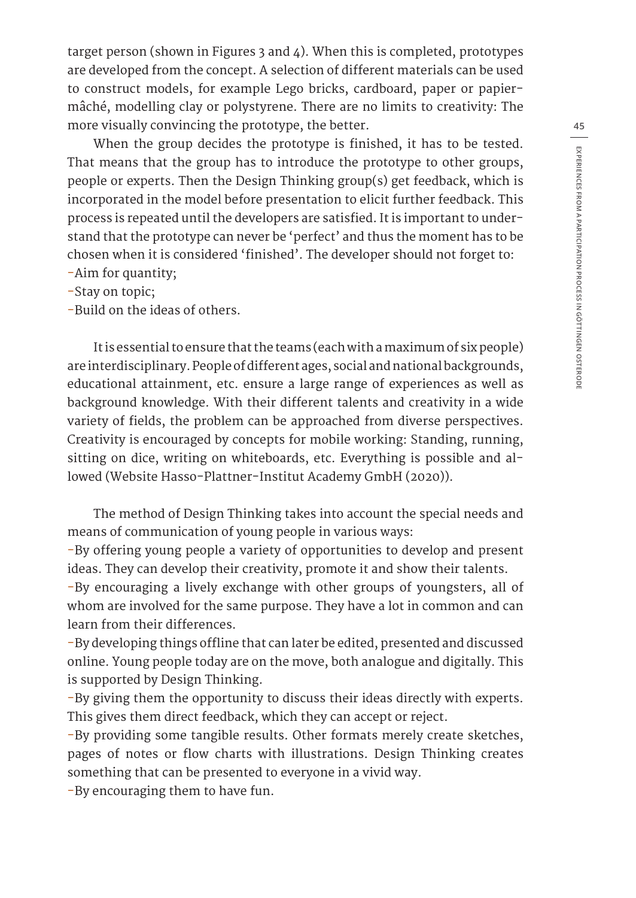target person (shown in Figures 3 and 4). When this is completed, prototypes are developed from the concept. A selection of different materials can be used to construct models, for example Lego bricks, cardboard, paper or papier-mâché, modelling clay or polystyrene. There are no limits to creativity: The more visually convincing the prototype, the better.

When the group decides the prototype is finished, it has to be tested. That means that the group has to introduce the prototype to other groups, people or experts. Then the Design Thinking group(s) get feedback, which is incorporated in the model before presentation to elicit further feedback. This process is repeated until the developers are satisfied. It is important to understand that the prototype can never be 'perfect' and thus the moment has to be chosen when it is considered 'finished'. The developer should not forget to:

- Aim for quantity;
- Stay on topic;
- Build on the ideas of others.

It is essential to ensure that the teams (each with a maximum of six people) are interdisciplinary. People of different ages, social and national backgrounds, educational attainment, etc. ensure a large range of experiences as well as background knowledge. With their different talents and creativity in a wide variety of fields, the problem can be approached from diverse perspectives. Creativity is encouraged by concepts for mobile working: Standing, running, sitting on dice, writing on whiteboards, etc. Everything is possible and allowed (Website Hasso-Plattner-Institut Academy GmbH (2020)).

The method of Design Thinking takes into account the special needs and means of communication of young people in various ways:

- By offering young people a variety of opportunities to develop and present ideas. They can develop their creativity, promote it and show their talents.
- By encouraging a lively exchange with other groups of youngsters, all of whom are involved for the same purpose. They have a lot in common and can learn from their differences.
- By developing things offline that can later be edited, presented and discussed online. Young people today are on the move, both analogue and digitally. This is supported by Design Thinking.
- By giving them the opportunity to discuss their ideas directly with experts. This gives them direct feedback, which they can accept or reject.
- By providing some tangible results. Other formats merely create sketches, pages of notes or flow charts with illustrations. Design Thinking creates something that can be presented to everyone in a vivid way.
- By encouraging them to have fun.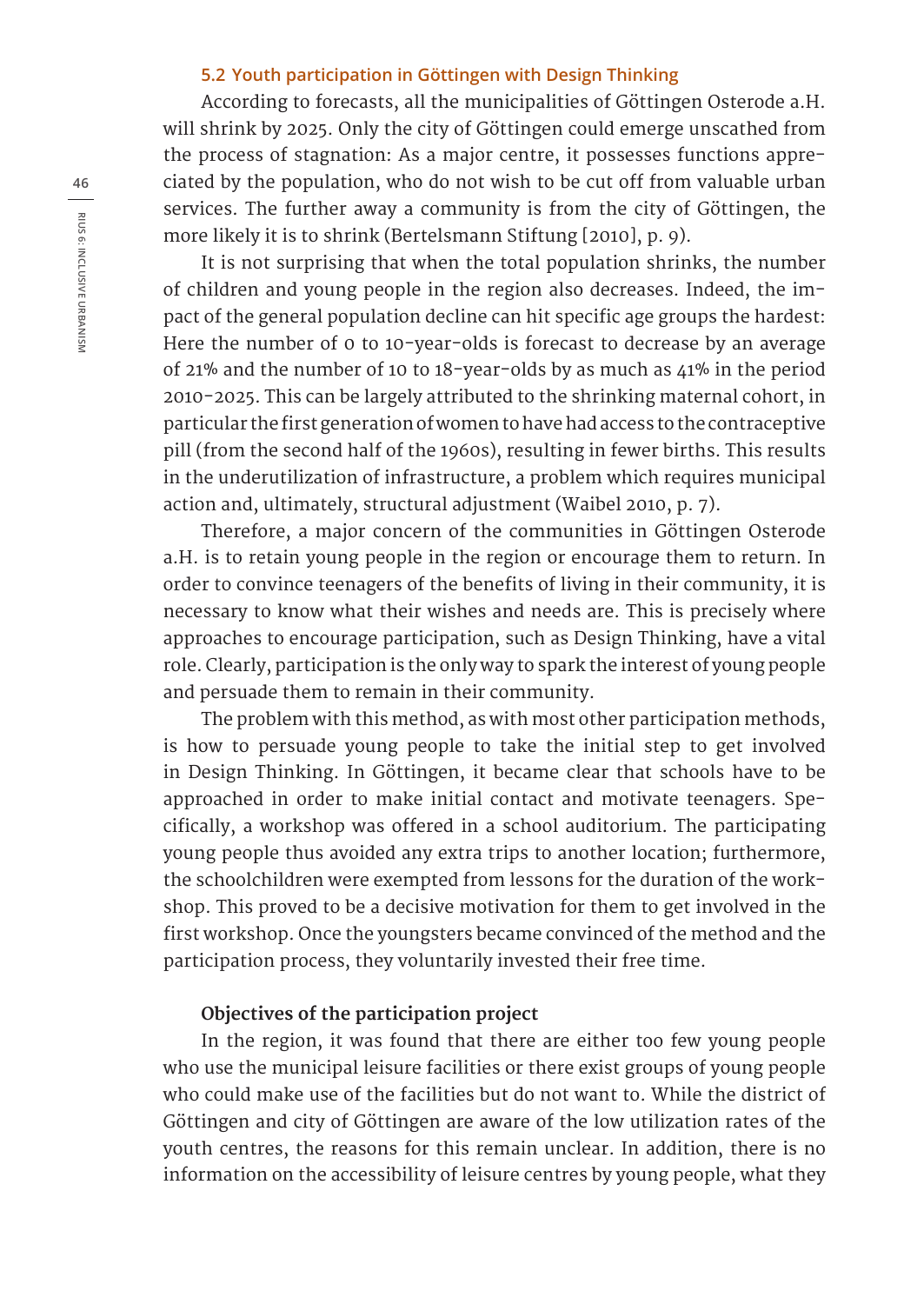### 5.2 Youth participation in Göttingen with Design Thinking

According to forecasts, all the municipalities of Göttingen Osterode a.H. will shrink by 2025. Only the city of Göttingen could emerge unscathed from the process of stagnation: As a major centre, it possesses functions appreciated by the population, who do not wish to be cut off from valuable urban services. The further away a community is from the city of Göttingen, the more likely it is to shrink (Bertelsmann Stiftung [2010], p. 9).

It is not surprising that when the total population shrinks, the number of children and young people in the region also decreases. Indeed, the impact of the general population decline can hit specific age groups the hardest: Here the number of 0 to 10-year-olds is forecast to decrease by an average of 21% and the number of 10 to 18-year-olds by as much as 41% in the period 2010-2025. This can be largely attributed to the shrinking maternal cohort, in particular the first generation of women to have had access to the contraceptive pill (from the second half of the 1960s), resulting in fewer births. This results in the underutilization of infrastructure, a problem which requires municipal action and, ultimately, structural adjustment (Waibel 2010, p. 7).

Therefore, a major concern of the communities in Göttingen Osterode a.H. is to retain young people in the region or encourage them to return. In order to convince teenagers of the benefits of living in their community, it is necessary to know what their wishes and needs are. This is precisely where approaches to encourage participation, such as Design Thinking, have a vital role. Clearly, participation is the only way to spark the interest of young people and persuade them to remain in their community.

The problem with this method, as with most other participation methods, is how to persuade young people to take the initial step to get involved in Design Thinking. In Göttingen, it became clear that schools have to be approached in order to make initial contact and motivate teenagers. Specifically, a workshop was offered in a school auditorium. The participating young people thus avoided any extra trips to another location; furthermore, the schoolchildren were exempted from lessons for the duration of the workshop. This proved to be a decisive motivation for them to get involved in the first workshop. Once the youngsters became convinced of the method and the participation process, they voluntarily invested their free time.

#### Objectives of the participation project

In the region, it was found that there are either too few young people who use the municipal leisure facilities or there exist groups of young people who could make use of the facilities but do not want to. While the district of Göttingen and city of Göttingen are aware of the low utilization rates of the youth centres, the reasons for this remain unclear. In addition, there is no information on the accessibility of leisure centres by young people, what they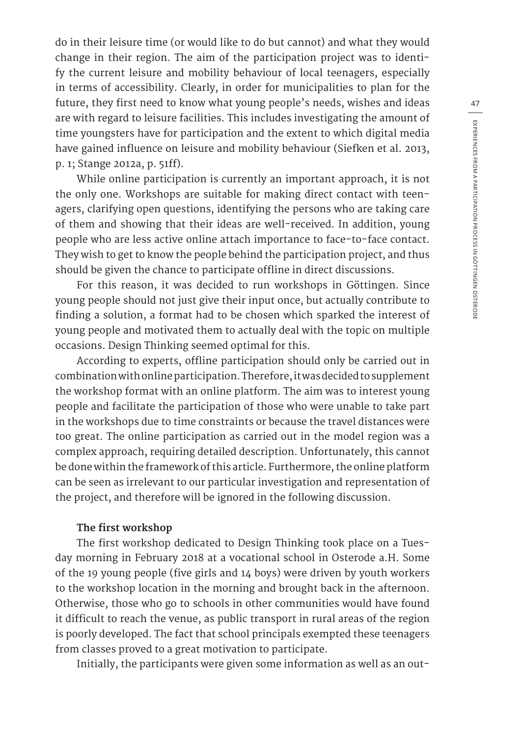do in their leisure time (or would like to do but cannot) and what they would change in their region. The aim of the participation project was to identify the current leisure and mobility behaviour of local teenagers, especially in terms of accessibility. Clearly, in order for municipalities to plan for the future, they first need to know what young people's needs, wishes and ideas are with regard to leisure facilities. This includes investigating the amount of time youngsters have for participation and the extent to which digital media have gained influence on leisure and mobility behaviour (Siefken et al. 2013, p. 1; Stange 2012a, p. 51ff).

While online participation is currently an important approach, it is not the only one. Workshops are suitable for making direct contact with teenagers, clarifying open questions, identifying the persons who are taking care of them and showing that their ideas are well-received. In addition, young people who are less active online attach importance to face-to-face contact. They wish to get to know the people behind the participation project, and thus should be given the chance to participate offline in direct discussions.

For this reason, it was decided to run workshops in Göttingen. Since young people should not just give their input once, but actually contribute to finding a solution, a format had to be chosen which sparked the interest of young people and motivated them to actually deal with the topic on multiple occasions. Design Thinking seemed optimal for this.

According to experts, offline participation should only be carried out in combination with online participation. Therefore, it was decided to supplement the workshop format with an online platform. The aim was to interest young people and facilitate the participation of those who were unable to take part in the workshops due to time constraints or because the travel distances were too great. The online participation as carried out in the model region was a complex approach, requiring detailed description. Unfortunately, this cannot be done within the framework of this article. Furthermore, the online platform can be seen as irrelevant to our particular investigation and representation of the project, and therefore will be ignored in the following discussion.

**The first workshop**

The first workshop dedicated to Design Thinking took place on a Tuesday morning in February 2018 at a vocational school in Osterode a.H. Some of the 19 young people (five girls and 14 boys) were driven by youth workers to the workshop location in the morning and brought back in the afternoon. Otherwise, those who go to schools in other communities would have found it difficult to reach the venue, as public transport in rural areas of the region is poorly developed. The fact that school principals exempted these teenagers from classes proved to a great motivation to participate.

Initially, the participants were given some information as well as an out-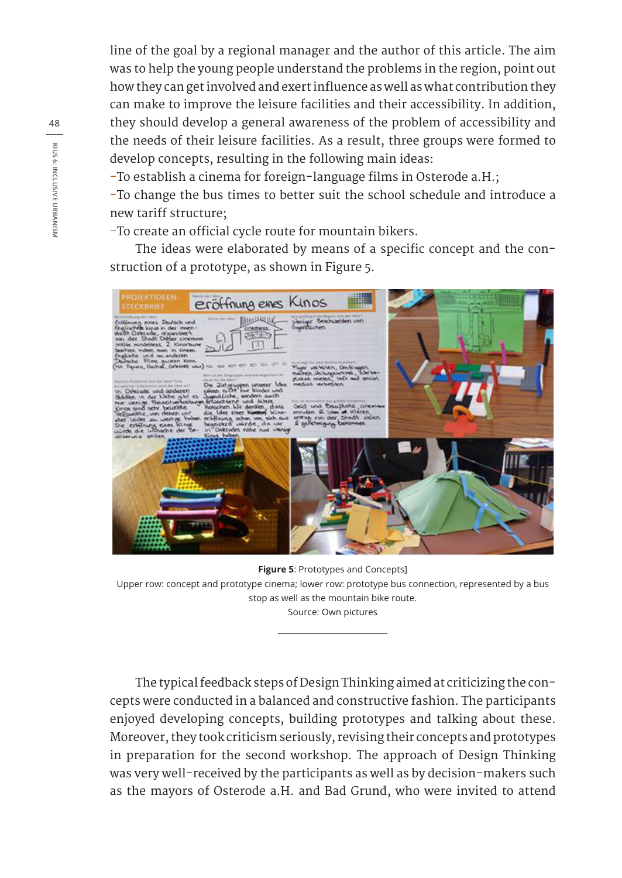line of the goal by a regional manager and the author of this article. The aim was to help the young people understand the problems in the region, point out how they can get involved and exert influence as well as what contribution they can make to improve the leisure facilities and their accessibility. In addition, they should develop a general awareness of the problem of accessibility and the needs of their leisure facilities. As a result, three groups were formed to develop concepts, resulting in the following main ideas:

-To establish a cinema for foreign-language films in Osterode a.H.;

-To change the bus times to better suit the school schedule and introduce a new tariff structure;

-To create an official cycle route for mountain bikers.

The ideas were elaborated by means of a specific concept and the construction of a prototype, as shown in Figure 5.

**Figure 5**: Prototypes and Concepts]
Upper row: concept and prototype cinema; lower row: prototype bus connection, represented by a bus stop as well as the mountain bike route.
Source: Own pictures

The typical feedback steps of Design Thinking aimed at criticizing the concepts were conducted in a balanced and constructive fashion. The participants enjoyed developing concepts, building prototypes and talking about these. Moreover, they took criticism seriously, revising their concepts and prototypes in preparation for the second workshop. The approach of Design Thinking was very well-received by the participants as well as by decision-makers such as the mayors of Osterode a.H. and Bad Grund, who were invited to attend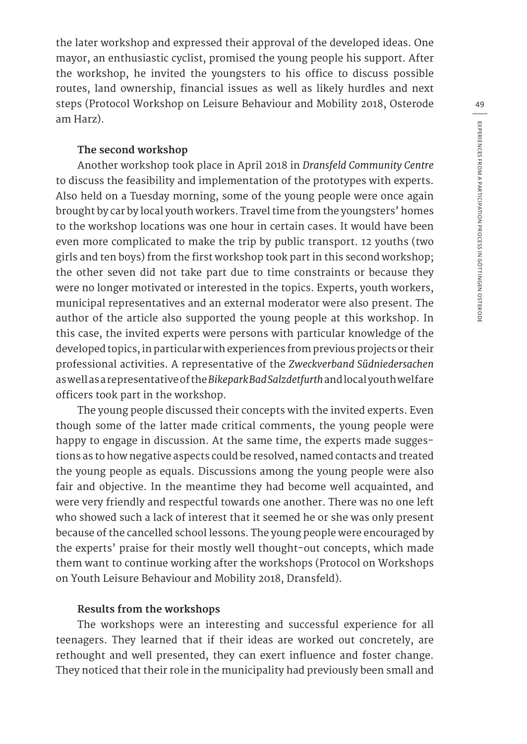the later workshop and expressed their approval of the developed ideas. One mayor, an enthusiastic cyclist, promised the young people his support. After the workshop, he invited the youngsters to his office to discuss possible routes, land ownership, financial issues as well as likely hurdles and next steps (Protocol Workshop on Leisure Behaviour and Mobility 2018, Osterode am Harz).

**The second workshop**

Another workshop took place in April 2018 in *Dransfeld Community Centre* to discuss the feasibility and implementation of the prototypes with experts. Also held on a Tuesday morning, some of the young people were once again brought by car by local youth workers. Travel time from the youngsters' homes to the workshop locations was one hour in certain cases. It would have been even more complicated to make the trip by public transport. 12 youths (two girls and ten boys) from the first workshop took part in this second workshop; the other seven did not take part due to time constraints or because they were no longer motivated or interested in the topics. Experts, youth workers, municipal representatives and an external moderator were also present. The author of the article also supported the young people at this workshop. In this case, the invited experts were persons with particular knowledge of the developed topics, in particular with experiences from previous projects or their professional activities. A representative of the *Zweckverband Südniedersachen* as well as a representative of the *Bikepark Bad Salzdetfurth* and local youth welfare officers took part in the workshop.

The young people discussed their concepts with the invited experts. Even though some of the latter made critical comments, the young people were happy to engage in discussion. At the same time, the experts made suggestions as to how negative aspects could be resolved, named contacts and treated the young people as equals. Discussions among the young people were also fair and objective. In the meantime they had become well acquainted, and were very friendly and respectful towards one another. There was no one left who showed such a lack of interest that it seemed he or she was only present because of the cancelled school lessons. The young people were encouraged by the experts' praise for their mostly well thought-out concepts, which made them want to continue working after the workshops (Protocol on Workshops on Youth Leisure Behaviour and Mobility 2018, Dransfeld).

**Results from the workshops**

The workshops were an interesting and successful experience for all teenagers. They learned that if their ideas are worked out concretely, are rethought and well presented, they can exert influence and foster change. They noticed that their role in the municipality had previously been small and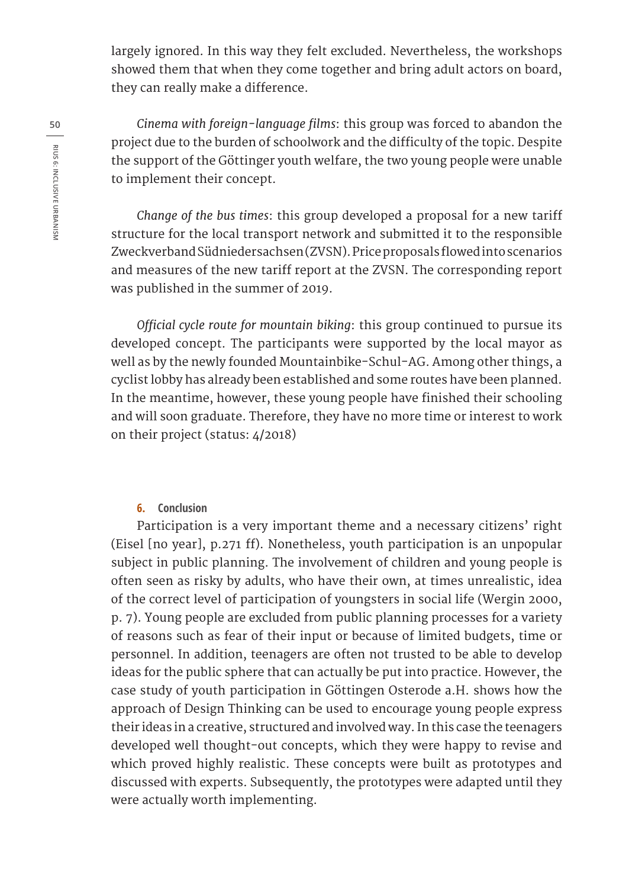largely ignored. In this way they felt excluded. Nevertheless, the workshops showed them that when they come together and bring adult actors on board, they can really make a difference.

*Cinema with foreign-language films*: this group was forced to abandon the project due to the burden of schoolwork and the difficulty of the topic. Despite the support of the Göttinger youth welfare, the two young people were unable to implement their concept.

*Change of the bus times*: this group developed a proposal for a new tariff structure for the local transport network and submitted it to the responsible Zweckverband Südniedersachsen (ZVSN). Price proposals flowed into scenarios and measures of the new tariff report at the ZVSN. The corresponding report was published in the summer of 2019.

*Official cycle route for mountain biking*: this group continued to pursue its developed concept. The participants were supported by the local mayor as well as by the newly founded Mountainbike-Schul-AG. Among other things, a cyclist lobby has already been established and some routes have been planned. In the meantime, however, these young people have finished their schooling and will soon graduate. Therefore, they have no more time or interest to work on their project (status: 4/2018)

## 6. Conclusion

Participation is a very important theme and a necessary citizens' right (Eisel [no year], p.271 ff). Nonetheless, youth participation is an unpopular subject in public planning. The involvement of children and young people is often seen as risky by adults, who have their own, at times unrealistic, idea of the correct level of participation of youngsters in social life (Wergin 2000, p. 7). Young people are excluded from public planning processes for a variety of reasons such as fear of their input or because of limited budgets, time or personnel. In addition, teenagers are often not trusted to be able to develop ideas for the public sphere that can actually be put into practice. However, the case study of youth participation in Göttingen Osterode a.H. shows how the approach of Design Thinking can be used to encourage young people express their ideas in a creative, structured and involved way. In this case the teenagers developed well thought-out concepts, which they were happy to revise and which proved highly realistic. These concepts were built as prototypes and discussed with experts. Subsequently, the prototypes were adapted until they were actually worth implementing.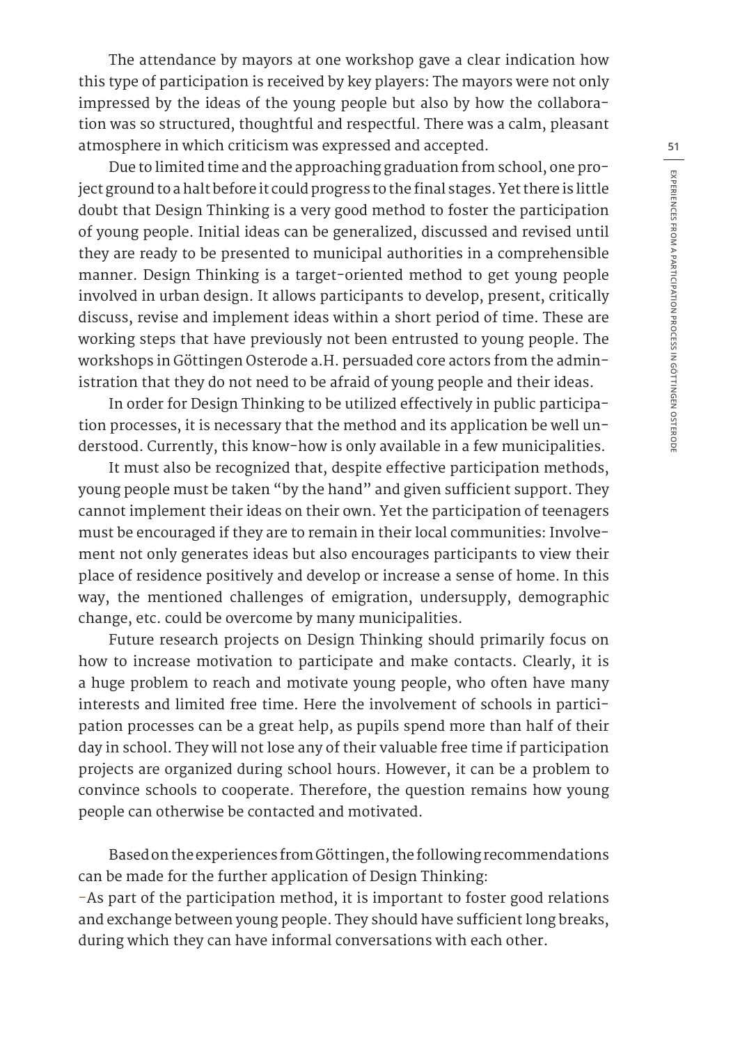The attendance by mayors at one workshop gave a clear indication how this type of participation is received by key players: The mayors were not only impressed by the ideas of the young people but also by how the collaboration was so structured, thoughtful and respectful. There was a calm, pleasant atmosphere in which criticism was expressed and accepted.

Due to limited time and the approaching graduation from school, one project ground to a halt before it could progress to the final stages. Yet there is little doubt that Design Thinking is a very good method to foster the participation of young people. Initial ideas can be generalized, discussed and revised until they are ready to be presented to municipal authorities in a comprehensible manner. Design Thinking is a target-oriented method to get young people involved in urban design. It allows participants to develop, present, critically discuss, revise and implement ideas within a short period of time. These are working steps that have previously not been entrusted to young people. The workshops in Göttingen Osterode a.H. persuaded core actors from the administration that they do not need to be afraid of young people and their ideas.

In order for Design Thinking to be utilized effectively in public participation processes, it is necessary that the method and its application be well understood. Currently, this know-how is only available in a few municipalities.

It must also be recognized that, despite effective participation methods, young people must be taken "by the hand" and given sufficient support. They cannot implement their ideas on their own. Yet the participation of teenagers must be encouraged if they are to remain in their local communities: Involvement not only generates ideas but also encourages participants to view their place of residence positively and develop or increase a sense of home. In this way, the mentioned challenges of emigration, undersupply, demographic change, etc. could be overcome by many municipalities.

Future research projects on Design Thinking should primarily focus on how to increase motivation to participate and make contacts. Clearly, it is a huge problem to reach and motivate young people, who often have many interests and limited free time. Here the involvement of schools in participation processes can be a great help, as pupils spend more than half of their day in school. They will not lose any of their valuable free time if participation projects are organized during school hours. However, it can be a problem to convince schools to cooperate. Therefore, the question remains how young people can otherwise be contacted and motivated.

Based on the experiences from Göttingen, the following recommendations can be made for the further application of Design Thinking:

- As part of the participation method, it is important to foster good relations and exchange between young people. They should have sufficient long breaks, during which they can have informal conversations with each other.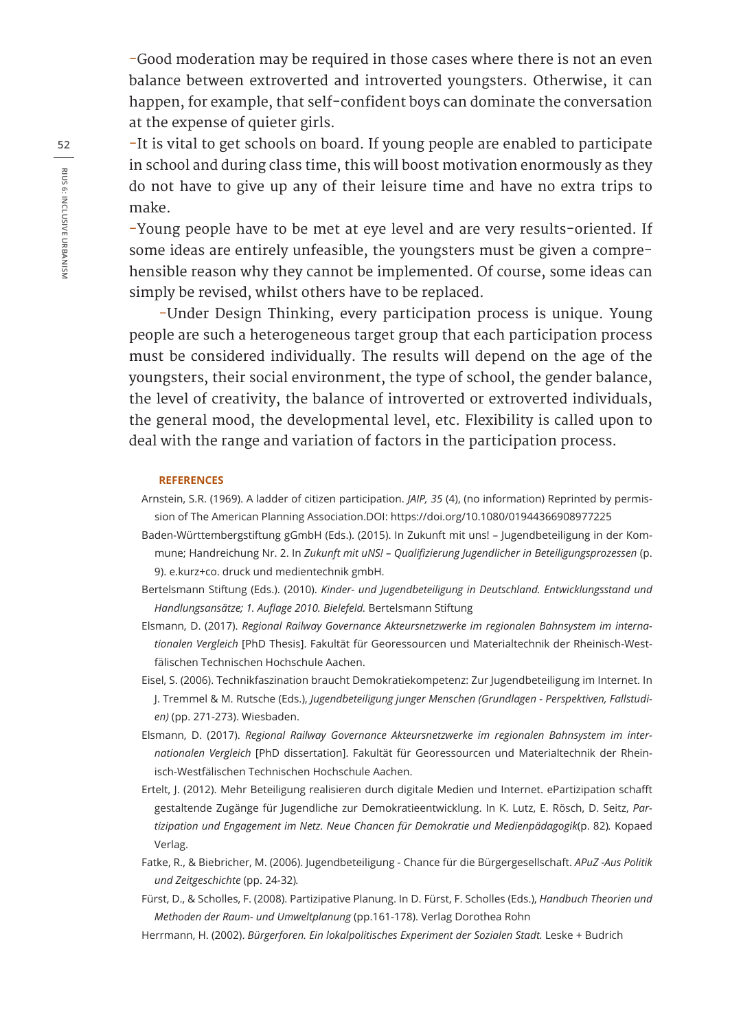-Good moderation may be required in those cases where there is not an even balance between extroverted and introverted youngsters. Otherwise, it can happen, for example, that self-confident boys can dominate the conversation at the expense of quieter girls.

-It is vital to get schools on board. If young people are enabled to participate in school and during class time, this will boost motivation enormously as they do not have to give up any of their leisure time and have no extra trips to make.

-Young people have to be met at eye level and are very results-oriented. If some ideas are entirely unfeasible, the youngsters must be given a comprehensible reason why they cannot be implemented. Of course, some ideas can simply be revised, whilst others have to be replaced.

-Under Design Thinking, every participation process is unique. Young people are such a heterogeneous target group that each participation process must be considered individually. The results will depend on the age of the youngsters, their social environment, the type of school, the gender balance, the level of creativity, the balance of introverted or extroverted individuals, the general mood, the developmental level, etc. Flexibility is called upon to deal with the range and variation of factors in the participation process.

## REFERENCES

Arnstein, S.R. (1969). A ladder of citizen participation. *JAIP, 35* (4), (no information) Reprinted by permission of The American Planning Association.DOI: https://doi.org/10.1080/01944366908977225

Baden-Württembergstiftung gGmbH (Eds.). (2015). In Zukunft mit uns! – Jugendbeteiligung in der Kommune; Handreichung Nr. 2. In *Zukunft mit uNS! – Qualifizierung Jugendlicher in Beteiligungsprozessen* (p. 9). e.kurz+co. druck und medientechnik gmbH.

Bertelsmann Stiftung (Eds.). (2010). *Kinder- und Jugendbeteiligung in Deutschland. Entwicklungsstand und Handlungsansätze; 1. Auflage 2010. Bielefeld.* Bertelsmann Stiftung

Elsmann, D. (2017). *Regional Railway Governance Akteursnetzwerke im regionalen Bahnsystem im internationalen Vergleich* [PhD Thesis]. Fakultät für Georessourcen und Materialtechnik der Rheinisch-Westfälischen Technischen Hochschule Aachen.

Eisel, S. (2006). Technikfaszination braucht Demokratiekompetenz: Zur Jugendbeteiligung im Internet. In J. Tremmel & M. Rutsche (Eds.), *Jugendbeteiligung junger Menschen (Grundlagen - Perspektiven, Fallstudien)* (pp. 271-273). Wiesbaden.

Elsmann, D. (2017). *Regional Railway Governance Akteursnetzwerke im regionalen Bahnsystem im internationalen Vergleich* [PhD dissertation]. Fakultät für Georessourcen und Materialtechnik der Rheinisch-Westfälischen Technischen Hochschule Aachen.

Ertelt, J. (2012). Mehr Beteiligung realisieren durch digitale Medien und Internet. ePartizipation schafft gestaltende Zugänge für Jugendliche zur Demokratieentwicklung. In K. Lutz, E. Rösch, D. Seitz, *Partizipation und Engagement im Netz. Neue Chancen für Demokratie und Medienpädagogik*(p. 82). Kopaed Verlag.

Fatke, R., & Biebricher, M. (2006). Jugendbeteiligung - Chance für die Bürgergesellschaft. *APuZ -Aus Politik und Zeitgeschichte* (pp. 24-32).

Fürst, D., & Scholles, F. (2008). Partizipative Planung. In D. Fürst, F. Scholles (Eds.), *Handbuch Theorien und Methoden der Raum- und Umweltplanung* (pp.161-178). Verlag Dorothea Rohn

Herrmann, H. (2002). *Bürgerforen. Ein lokalpolitisches Experiment der Sozialen Stadt.* Leske + Budrich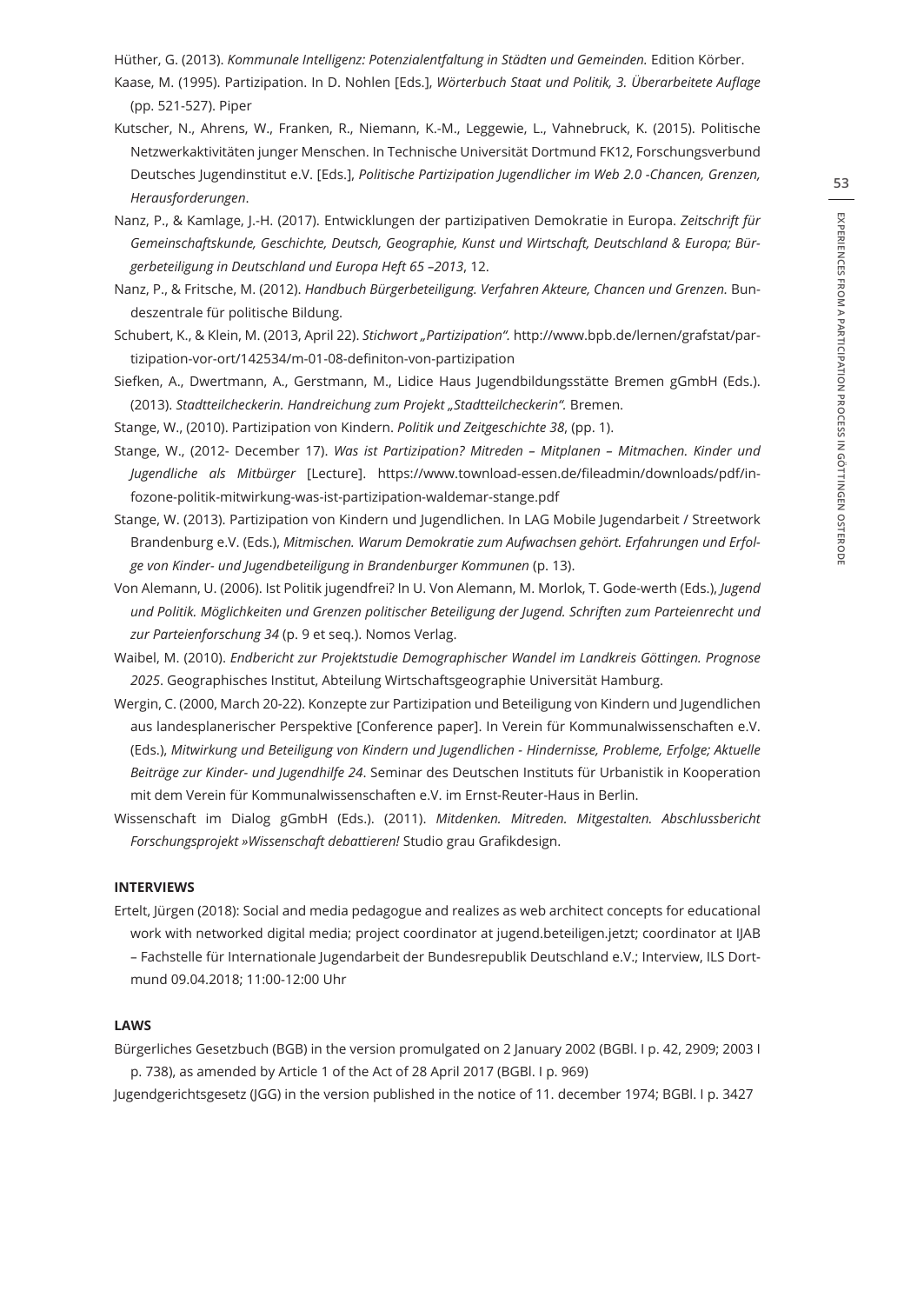Hüther, G. (2013). *Kommunale Intelligenz: Potenzialentfaltung in Städten und Gemeinden.* Edition Körber.

Kaase, M. (1995). Partizipation. In D. Nohlen [Eds.], *Wörterbuch Staat und Politik, 3. Überarbeitete Auflage* (pp. 521-527). Piper

Kutscher, N., Ahrens, W., Franken, R., Niemann, K.-M., Leggewie, L., Vahnebruck, K. (2015). Politische Netzwerkaktivitäten junger Menschen. In Technische Universität Dortmund FK12, Forschungsverbund Deutsches Jugendinstitut e.V. [Eds.], *Politische Partizipation Jugendlicher im Web 2.0 -Chancen, Grenzen, Herausforderungen*.

Nanz, P., & Kamlage, J.-H. (2017). Entwicklungen der partizipativen Demokratie in Europa. *Zeitschrift für Gemeinschaftskunde, Geschichte, Deutsch, Geographie, Kunst und Wirtschaft, Deutschland & Europa; Bürgerbeteiligung in Deutschland und Europa Heft 65 –2013*, 12.

Nanz, P., & Fritsche, M. (2012). *Handbuch Bürgerbeteiligung. Verfahren Akteure, Chancen und Grenzen.* Bundeszentrale für politische Bildung.

Schubert, K., & Klein, M. (2013, April 22). *Stichwort „Partizipation".* http://www.bpb.de/lernen/grafstat/partizipation-vor-ort/142534/m-01-08-definiton-von-partizipation

Siefken, A., Dwertmann, A., Gerstmann, M., Lidice Haus Jugendbildungsstätte Bremen gGmbH (Eds.). (2013). *Stadtteilcheckerin. Handreichung zum Projekt „Stadtteilcheckerin".* Bremen.

Stange, W., (2010). Partizipation von Kindern. *Politik und Zeitgeschichte 38*, (pp. 1).

Stange, W., (2012- December 17). *Was ist Partizipation? Mitreden – Mitplanen – Mitmachen. Kinder und Jugendliche als Mitbürger* [Lecture]. https://www.townload-essen.de/fileadmin/downloads/pdf/infozone-politik-mitwirkung-was-ist-partizipation-waldemar-stange.pdf

Stange, W. (2013). Partizipation von Kindern und Jugendlichen. In LAG Mobile Jugendarbeit / Streetwork Brandenburg e.V. (Eds.), *Mitmischen. Warum Demokratie zum Aufwachsen gehört. Erfahrungen und Erfolge von Kinder- und Jugendbeteiligung in Brandenburger Kommunen* (p. 13).

Von Alemann, U. (2006). Ist Politik jugendfrei? In U. Von Alemann, M. Morlok, T. Gode-werth (Eds.), *Jugend und Politik. Möglichkeiten und Grenzen politischer Beteiligung der Jugend. Schriften zum Parteienrecht und zur Parteienforschung 34* (p. 9 et seq.). Nomos Verlag.

Waibel, M. (2010). *Endbericht zur Projektstudie Demographischer Wandel im Landkreis Göttingen. Prognose 2025*. Geographisches Institut, Abteilung Wirtschaftsgeographie Universität Hamburg.

Wergin, C. (2000, March 20-22). Konzepte zur Partizipation und Beteiligung von Kindern und Jugendlichen aus landesplanerischer Perspektive [Conference paper]. In Verein für Kommunalwissenschaften e.V. (Eds.), *Mitwirkung und Beteiligung von Kindern und Jugendlichen - Hindernisse, Probleme, Erfolge; Aktuelle Beiträge zur Kinder- und Jugendhilfe 24*. Seminar des Deutschen Instituts für Urbanistik in Kooperation mit dem Verein für Kommunalwissenschaften e.V. im Ernst-Reuter-Haus in Berlin.

Wissenschaft im Dialog gGmbH (Eds.). (2011). *Mitdenken. Mitreden. Mitgestalten. Abschlussbericht Forschungsprojekt »Wissenschaft debattieren!* Studio grau Grafikdesign.

**INTERVIEWS**

Ertelt, Jürgen (2018): Social and media pedagogue and realizes as web architect concepts for educational work with networked digital media; project coordinator at jugend.beteiligen.jetzt; coordinator at IJAB – Fachstelle für Internationale Jugendarbeit der Bundesrepublik Deutschland e.V.; Interview, ILS Dortmund 09.04.2018; 11:00-12:00 Uhr

**LAWS**

Bürgerliches Gesetzbuch (BGB) in the version promulgated on 2 January 2002 (BGBl. I p. 42, 2909; 2003 I p. 738), as amended by Article 1 of the Act of 28 April 2017 (BGBl. I p. 969)

Jugendgerichtsgesetz (JGG) in the version published in the notice of 11. december 1974; BGBl. I p. 3427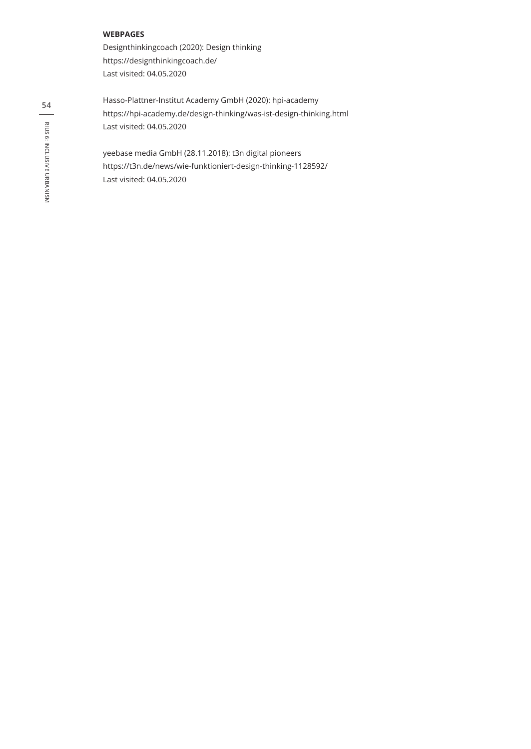**WEBPAGES**

Designthinkingcoach (2020): Design thinking
https://designthinkingcoach.de/
Last visited: 04.05.2020

Hasso-Plattner-Institut Academy GmbH (2020): hpi-academy
https://hpi-academy.de/design-thinking/was-ist-design-thinking.html
Last visited: 04.05.2020

yeebase media GmbH (28.11.2018): t3n digital pioneers
https://t3n.de/news/wie-funktioniert-design-thinking-1128592/
Last visited: 04.05.2020